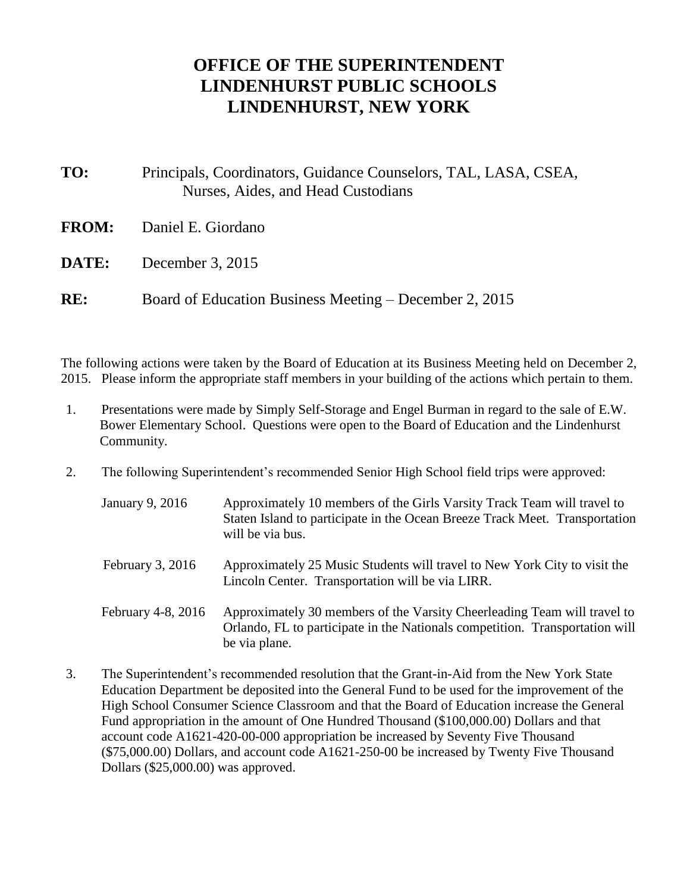# OFFICE OF THE SUPERINTENDENT
# LINDENHURST PUBLIC SCHOOLS
# LINDENHURST, NEW YORK

**TO:** Principals, Coordinators, Guidance Counselors, TAL, LASA, CSEA, Nurses, Aides, and Head Custodians

**FROM:** Daniel E. Giordano

**DATE:** December 3, 2015

**RE:** Board of Education Business Meeting – December 2, 2015

The following actions were taken by the Board of Education at its Business Meeting held on December 2, 2015. Please inform the appropriate staff members in your building of the actions which pertain to them.

1. Presentations were made by Simply Self-Storage and Engel Burman in regard to the sale of E.W. Bower Elementary School. Questions were open to the Board of Education and the Lindenhurst Community.

2. The following Superintendent's recommended Senior High School field trips were approved:

   | | |
   |---|---|
   | January 9, 2016 | Approximately 10 members of the Girls Varsity Track Team will travel to Staten Island to participate in the Ocean Breeze Track Meet. Transportation will be via bus. |
   | February 3, 2016 | Approximately 25 Music Students will travel to New York City to visit the Lincoln Center. Transportation will be via LIRR. |
   | February 4-8, 2016 | Approximately 30 members of the Varsity Cheerleading Team will travel to Orlando, FL to participate in the Nationals competition. Transportation will be via plane. |

3. The Superintendent's recommended resolution that the Grant-in-Aid from the New York State Education Department be deposited into the General Fund to be used for the improvement of the High School Consumer Science Classroom and that the Board of Education increase the General Fund appropriation in the amount of One Hundred Thousand ($100,000.00) Dollars and that account code A1621-420-00-000 appropriation be increased by Seventy Five Thousand ($75,000.00) Dollars, and account code A1621-250-00 be increased by Twenty Five Thousand Dollars ($25,000.00) was approved.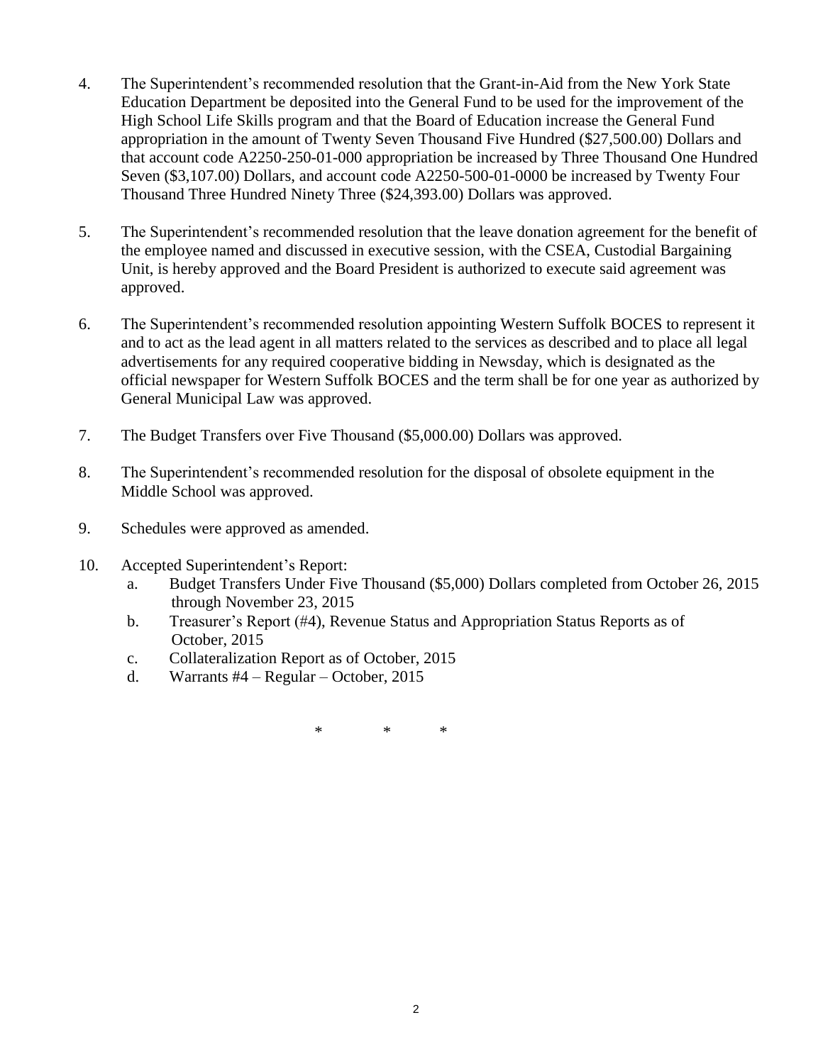4. The Superintendent's recommended resolution that the Grant-in-Aid from the New York State Education Department be deposited into the General Fund to be used for the improvement of the High School Life Skills program and that the Board of Education increase the General Fund appropriation in the amount of Twenty Seven Thousand Five Hundred ($27,500.00) Dollars and that account code A2250-250-01-000 appropriation be increased by Three Thousand One Hundred Seven ($3,107.00) Dollars, and account code A2250-500-01-0000 be increased by Twenty Four Thousand Three Hundred Ninety Three ($24,393.00) Dollars was approved.

5. The Superintendent's recommended resolution that the leave donation agreement for the benefit of the employee named and discussed in executive session, with the CSEA, Custodial Bargaining Unit, is hereby approved and the Board President is authorized to execute said agreement was approved.

6. The Superintendent's recommended resolution appointing Western Suffolk BOCES to represent it and to act as the lead agent in all matters related to the services as described and to place all legal advertisements for any required cooperative bidding in Newsday, which is designated as the official newspaper for Western Suffolk BOCES and the term shall be for one year as authorized by General Municipal Law was approved.

7. The Budget Transfers over Five Thousand ($5,000.00) Dollars was approved.

8. The Superintendent's recommended resolution for the disposal of obsolete equipment in the Middle School was approved.

9. Schedules were approved as amended.

10. Accepted Superintendent's Report:
    a. Budget Transfers Under Five Thousand ($5,000) Dollars completed from October 26, 2015 through November 23, 2015
    b. Treasurer's Report (#4), Revenue Status and Appropriation Status Reports as of October, 2015
    c. Collateralization Report as of October, 2015
    d. Warrants #4 – Regular – October, 2015

\* \* \*